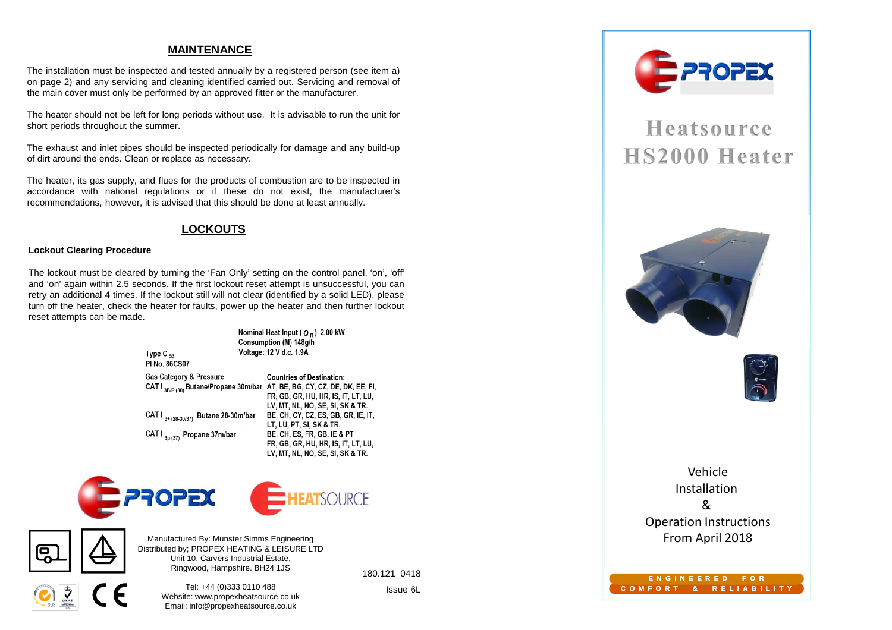## MAINTENANCE

The installation must be inspected and tested annually by a registered person (see item a) on page 2) and any servicing and cleaning identified carried out. Servicing and removal of the main cover must only be performed by an approved fitter or the manufacturer.

The heater should not be left for long periods without use. It is advisable to run the unit for short periods throughout the summer.

The exhaust and inlet pipes should be inspected periodically for damage and any build-up of dirt around the ends. Clean or replace as necessary.

The heater, its gas supply, and flues for the products of combustion are to be inspected in accordance with national regulations or if these do not exist, the manufacturer's recommendations, however, it is advised that this should be done at least annually.

## LOCKOUTS

**Lockout Clearing Procedure**

The lockout must be cleared by turning the 'Fan Only' setting on the control panel, 'on', 'off' and 'on' again within 2.5 seconds. If the first lockout reset attempt is unsuccessful, you can retry an additional 4 times. If the lockout still will not clear (identified by a solid LED), please turn off the heater, check the heater for faults, power up the heater and then further lockout reset attempts can be made.

Type $C_{53}$
PI No. 86CS07

Nominal Heat Input ($Q_n$) 2.00 kW
Consumption (M) 148g/h
Voltage: 12 V d.c. 1.9A

| Gas Category & Pressure | Countries of Destination: |
|---|---|
| CAT $I_{3B/P(30)}$ Butane/Propane 30m/bar | AT, BE, BG, CY, CZ, DE, DK, EE, FI, FR, GB, GR, HU, HR, IS, IT, LT, LU, LV, MT, NL, NO, SE, SI, SK & TR. |
| CAT $I_{3+(28-30/37)}$ Butane 28-30m/bar | BE, CH, CY, CZ, ES, GB, GR, IE, IT, LT, LU, PT, SI, SK & TR. |
| CAT $I_{3p(37)}$ Propane 37m/bar | BE, CH, ES, FR, GB, IE & PT FR, GB, HU, HR, IS, IT, LT, LU, LV, MT, NL, NO, SE, SI, SK & TR. |

PROPEX HEATSOURCE

Manufactured By: Munster Simms Engineering
Distributed by; PROPEX HEATING & LEISURE LTD
Unit 10, Carvers Industrial Estate,
Ringwood, Hampshire. BH24 1JS

Tel: +44 (0)333 0110 488
Website: www.propexheatsource.co.uk
Email: info@propexheatsource.co.uk

180.121_0418

Issue 6L

PROPEX

# Heatsource HS2000 Heater

Vehicle
Installation
&
Operation Instructions
From April 2018

ENGINEERED FOR COMFORT & RELIABILITY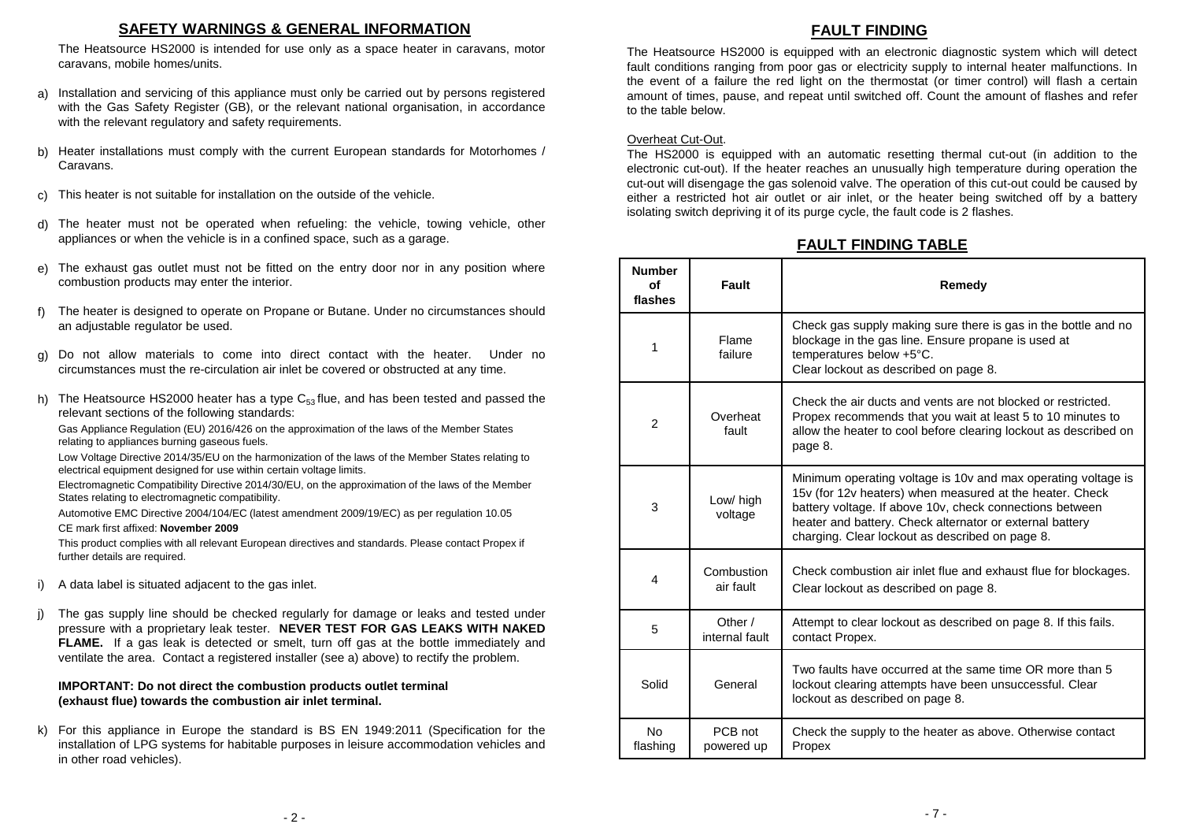## SAFETY WARNINGS & GENERAL INFORMATION

The Heatsource HS2000 is intended for use only as a space heater in caravans, motor caravans, mobile homes/units.

a) Installation and servicing of this appliance must only be carried out by persons registered with the Gas Safety Register (GB), or the relevant national organisation, in accordance with the relevant regulatory and safety requirements.

b) Heater installations must comply with the current European standards for Motorhomes / Caravans.

c) This heater is not suitable for installation on the outside of the vehicle.

d) The heater must not be operated when refueling: the vehicle, towing vehicle, other appliances or when the vehicle is in a confined space, such as a garage.

e) The exhaust gas outlet must not be fitted on the entry door nor in any position where combustion products may enter the interior.

f) The heater is designed to operate on Propane or Butane. Under no circumstances should an adjustable regulator be used.

g) Do not allow materials to come into direct contact with the heater. Under no circumstances must the re-circulation air inlet be covered or obstructed at any time.

h) The Heatsource HS2000 heater has a type $C_{53}$ flue, and has been tested and passed the relevant sections of the following standards:

   Gas Appliance Regulation (EU) 2016/426 on the approximation of the laws of the Member States relating to appliances burning gaseous fuels.

   Low Voltage Directive 2014/35/EU on the harmonization of the laws of the Member States relating to electrical equipment designed for use within certain voltage limits.

   Electromagnetic Compatibility Directive 2014/30/EU, on the approximation of the laws of the Member States relating to electromagnetic compatibility.

   Automotive EMC Directive 2004/104/EC (latest amendment 2009/19/EC) as per regulation 10.05

   CE mark first affixed: **November 2009**

   This product complies with all relevant European directives and standards. Please contact Propex if further details are required.

i) A data label is situated adjacent to the gas inlet.

j) The gas supply line should be checked regularly for damage or leaks and tested under pressure with a proprietary leak tester. **NEVER TEST FOR GAS LEAKS WITH NAKED FLAME.** If a gas leak is detected or smelt, turn off gas at the bottle immediately and ventilate the area. Contact a registered installer (see a) above) to rectify the problem.

   **IMPORTANT: Do not direct the combustion products outlet terminal (exhaust flue) towards the combustion air inlet terminal.**

k) For this appliance in Europe the standard is BS EN 1949:2011 (Specification for the installation of LPG systems for habitable purposes in leisure accommodation vehicles and in other road vehicles).

## FAULT FINDING

The Heatsource HS2000 is equipped with an electronic diagnostic system which will detect fault conditions ranging from poor gas or electricity supply to internal heater malfunctions. In the event of a failure the red light on the thermostat (or timer control) will flash a certain amount of times, pause, and repeat until switched off. Count the amount of flashes and refer to the table below.

Overheat Cut-Out.

The HS2000 is equipped with an automatic resetting thermal cut-out (in addition to the electronic cut-out). If the heater reaches an unusually high temperature during operation the cut-out will disengage the gas solenoid valve. The operation of this cut-out could be caused by either a restricted hot air outlet or air inlet, or the heater being switched off by a battery isolating switch depriving it of its purge cycle, the fault code is 2 flashes.

## FAULT FINDING TABLE

| Number of flashes | Fault | Remedy |
|---|---|---|
| 1 | Flame failure | Check gas supply making sure there is gas in the bottle and no blockage in the gas line. Ensure propane is used at temperatures below +5°C. Clear lockout as described on page 8. |
| 2 | Overheat fault | Check the air ducts and vents are not blocked or restricted. Propex recommends that you wait at least 5 to 10 minutes to allow the heater to cool before clearing lockout as described on page 8. |
| 3 | Low/ high voltage | Minimum operating voltage is 10v and max operating voltage is 15v (for 12v heaters) when measured at the heater. Check battery voltage. If above 10v, check connections between heater and battery. Check alternator or external battery charging. Clear lockout as described on page 8. |
| 4 | Combustion air fault | Check combustion air inlet flue and exhaust flue for blockages. Clear lockout as described on page 8. |
| 5 | Other / internal fault | Attempt to clear lockout as described on page 8. If this fails. contact Propex. |
| Solid | General | Two faults have occurred at the same time OR more than 5 lockout clearing attempts have been unsuccessful. Clear lockout as described on page 8. |
| No flashing | PCB not powered up | Check the supply to the heater as above. Otherwise contact Propex |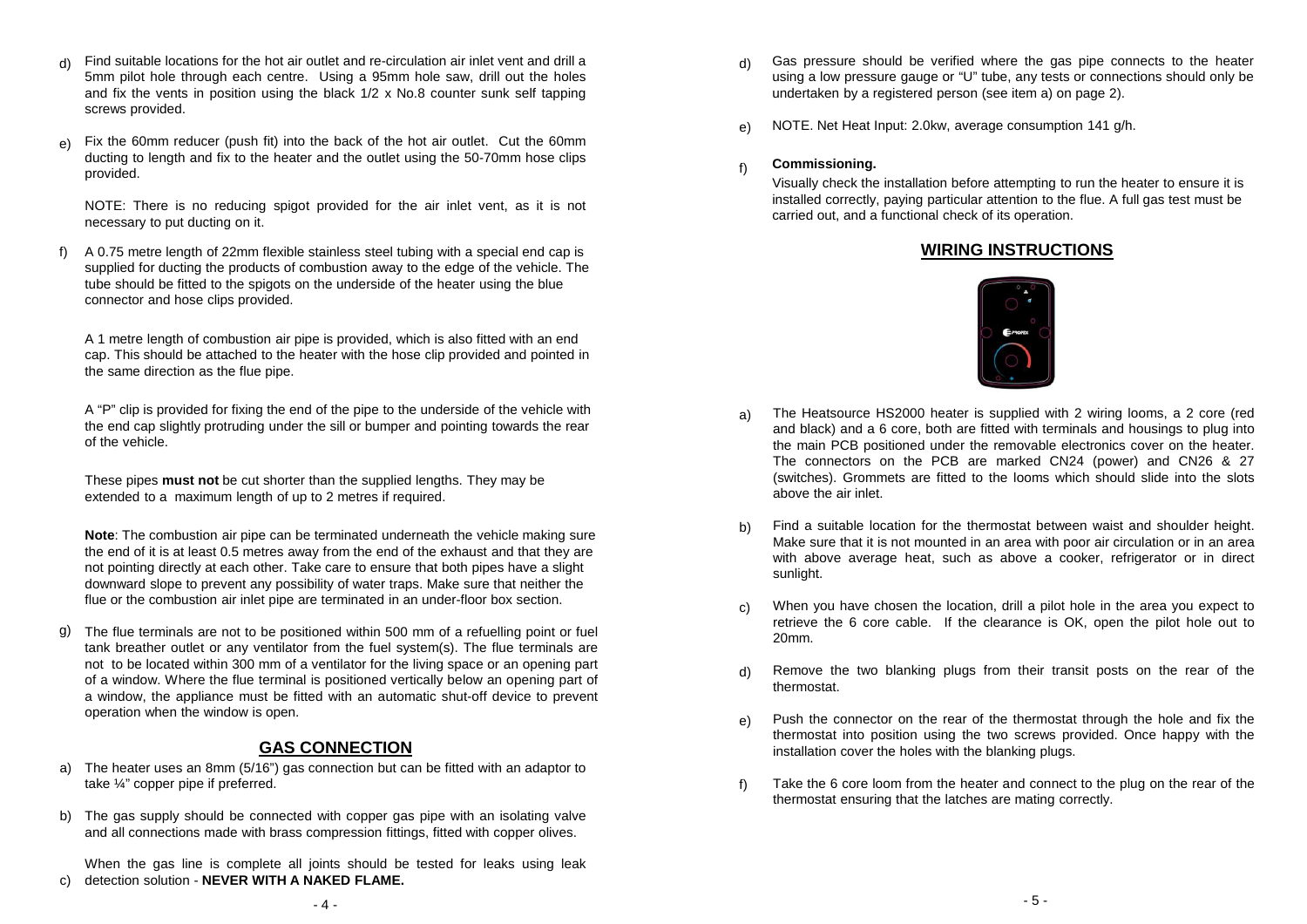d) Find suitable locations for the hot air outlet and re-circulation air inlet vent and drill a 5mm pilot hole through each centre. Using a 95mm hole saw, drill out the holes and fix the vents in position using the black 1/2 x No.8 counter sunk self tapping screws provided.

e) Fix the 60mm reducer (push fit) into the back of the hot air outlet. Cut the 60mm ducting to length and fix to the heater and the outlet using the 50-70mm hose clips provided.

   NOTE: There is no reducing spigot provided for the air inlet vent, as it is not necessary to put ducting on it.

f) A 0.75 metre length of 22mm flexible stainless steel tubing with a special end cap is supplied for ducting the products of combustion away to the edge of the vehicle. The tube should be fitted to the spigots on the underside of the heater using the blue connector and hose clips provided.

   A 1 metre length of combustion air pipe is provided, which is also fitted with an end cap. This should be attached to the heater with the hose clip provided and pointed in the same direction as the flue pipe.

   A "P" clip is provided for fixing the end of the pipe to the underside of the vehicle with the end cap slightly protruding under the sill or bumper and pointing towards the rear of the vehicle.

   These pipes **must not** be cut shorter than the supplied lengths. They may be extended to a maximum length of up to 2 metres if required.

   **Note**: The combustion air pipe can be terminated underneath the vehicle making sure the end of it is at least 0.5 metres away from the end of the exhaust and that they are not pointing directly at each other. Take care to ensure that both pipes have a slight downward slope to prevent any possibility of water traps. Make sure that neither the flue or the combustion air inlet pipe are terminated in an under-floor box section.

g) The flue terminals are not to be positioned within 500 mm of a refuelling point or fuel tank breather outlet or any ventilator from the fuel system(s). The flue terminals are not to be located within 300 mm of a ventilator for the living space or an opening part of a window. Where the flue terminal is positioned vertically below an opening part of a window, the appliance must be fitted with an automatic shut-off device to prevent operation when the window is open.

## GAS CONNECTION

a) The heater uses an 8mm (5/16") gas connection but can be fitted with an adaptor to take ¼" copper pipe if preferred.

b) The gas supply should be connected with copper gas pipe with an isolating valve and all connections made with brass compression fittings, fitted with copper olives.

c) When the gas line is complete all joints should be tested for leaks using leak detection solution - **NEVER WITH A NAKED FLAME.**

d) Gas pressure should be verified where the gas pipe connects to the heater using a low pressure gauge or "U" tube, any tests or connections should only be undertaken by a registered person (see item a) on page 2).

e) NOTE. Net Heat Input: 2.0kw, average consumption 141 g/h.

f) **Commissioning.**

   Visually check the installation before attempting to run the heater to ensure it is installed correctly, paying particular attention to the flue. A full gas test must be carried out, and a functional check of its operation.

## WIRING INSTRUCTIONS

a) The Heatsource HS2000 heater is supplied with 2 wiring looms, a 2 core (red and black) and a 6 core, both are fitted with terminals and housings to plug into the main PCB positioned under the removable electronics cover on the heater. The connectors on the PCB are marked CN24 (power) and CN26 & 27 (switches). Grommets are fitted to the looms which should slide into the slots above the air inlet.

b) Find a suitable location for the thermostat between waist and shoulder height. Make sure that it is not mounted in an area with poor air circulation or in an area with above average heat, such as above a cooker, refrigerator or in direct sunlight.

c) When you have chosen the location, drill a pilot hole in the area you expect to retrieve the 6 core cable. If the clearance is OK, open the pilot hole out to 20mm.

d) Remove the two blanking plugs from their transit posts on the rear of the thermostat.

e) Push the connector on the rear of the thermostat through the hole and fix the thermostat into position using the two screws provided. Once happy with the installation cover the holes with the blanking plugs.

f) Take the 6 core loom from the heater and connect to the plug on the rear of the thermostat ensuring that the latches are mating correctly.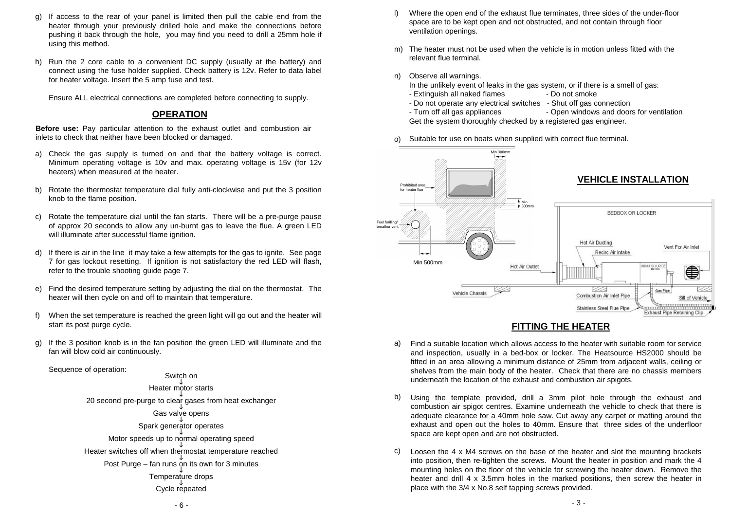g) If access to the rear of your panel is limited then pull the cable end from the heater through your previously drilled hole and make the connections before pushing it back through the hole, you may find you need to drill a 25mm hole if using this method.

h) Run the 2 core cable to a convenient DC supply (usually at the battery) and connect using the fuse holder supplied. Check battery is 12v. Refer to data label for heater voltage. Insert the 5 amp fuse and test.

Ensure ALL electrical connections are completed before connecting to supply.

## OPERATION

**Before use:** Pay particular attention to the exhaust outlet and combustion air inlets to check that neither have been blocked or damaged.

a) Check the gas supply is turned on and that the battery voltage is correct. Minimum operating voltage is 10v and max. operating voltage is 15v (for 12v heaters) when measured at the heater.

b) Rotate the thermostat temperature dial fully anti-clockwise and put the 3 position knob to the flame position.

c) Rotate the temperature dial until the fan starts. There will be a pre-purge pause of approx 20 seconds to allow any un-burnt gas to leave the flue. A green LED will illuminate after successful flame ignition.

d) If there is air in the line it may take a few attempts for the gas to ignite. See page 7 for gas lockout resetting. If ignition is not satisfactory the red LED will flash, refer to the trouble shooting guide page 7.

e) Find the desired temperature setting by adjusting the dial on the thermostat. The heater will then cycle on and off to maintain that temperature.

f) When the set temperature is reached the green light will go out and the heater will start its post purge cycle.

g) If the 3 position knob is in the fan position the green LED will illuminate and the fan will blow cold air continuously.

Sequence of operation:

Switch on
↓
Heater motor starts
↓
20 second pre-purge to clear gases from heat exchanger
↓
Gas valve opens
↓
Spark generator operates
↓
Motor speeds up to normal operating speed
↓
Heater switches off when thermostat temperature reached
↓
Post Purge – fan runs on its own for 3 minutes
↓
Temperature drops
↓
Cycle repeated

l) Where the open end of the exhaust flue terminates, three sides of the under-floor space are to be kept open and not obstructed, and not contain through floor ventilation openings.

m) The heater must not be used when the vehicle is in motion unless fitted with the relevant flue terminal.

n) Observe all warnings.
In the unlikely event of leaks in the gas system, or if there is a smell of gas:
- Extinguish all naked flames - Do not smoke
- Do not operate any electrical switches - Shut off gas connection
- Turn off all gas appliances - Open windows and doors for ventilation
Get the system thoroughly checked by a registered gas engineer.

o) Suitable for use on boats when supplied with correct flue terminal.

## VEHICLE INSTALLATION

Min 300mm
Prohibited area for heater flue
Min 300mm
Fuel fenilling/ breather vent
Min 500mm
BEDBOX OR LOCKER
Hot Air Ducting
Recirc Air Intake
Vent For Air Inlet
Hot Air Outlet
Vehicle Chassis
Combustion Air Inlet Pipe
Gas Pipe
Sill of Vehicle
Stainless Steel Flue Pipe
Exhaust Pipe Retaining Clip

## FITTING THE HEATER

a) Find a suitable location which allows access to the heater with suitable room for service and inspection, usually in a bed-box or locker. The Heatsource HS2000 should be fitted in an area allowing a minimum distance of 25mm from adjacent walls, ceiling or shelves from the main body of the heater. Check that there are no chassis members underneath the location of the exhaust and combustion air spigots.

b) Using the template provided, drill a 3mm pilot hole through the exhaust and combustion air spigot centres. Examine underneath the vehicle to check that there is adequate clearance for a 40mm hole saw. Cut away any carpet or matting around the exhaust and open out the holes to 40mm. Ensure that three sides of the underfloor space are kept open and are not obstructed.

c) Loosen the 4 x M4 screws on the base of the heater and slot the mounting brackets into position, then re-tighten the screws. Mount the heater in position and mark the 4 mounting holes on the floor of the vehicle for screwing the heater down. Remove the heater and drill 4 x 3.5mm holes in the marked positions, then screw the heater in place with the 3/4 x No.8 self tapping screws provided.